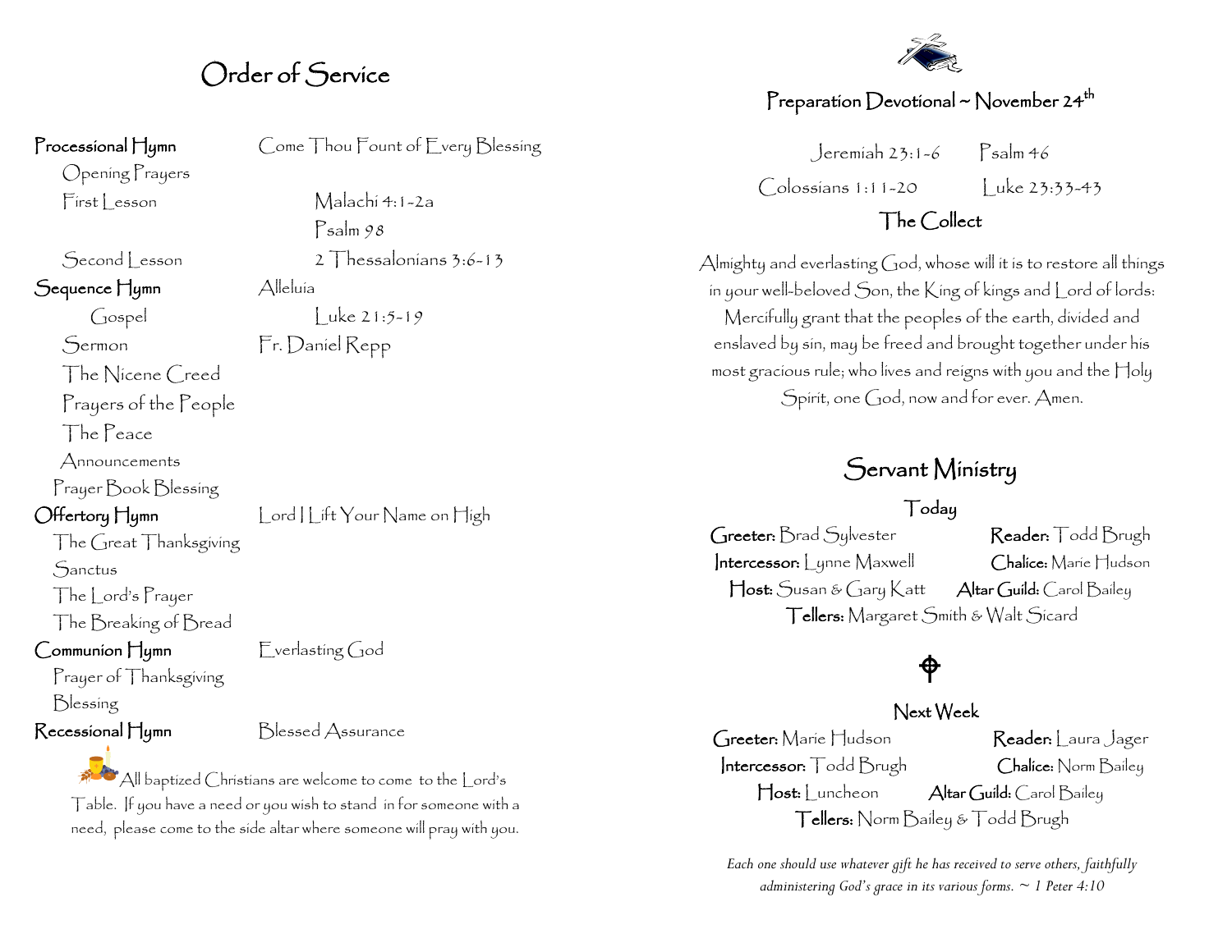# Order of Service

**Processional Hymn** — Come Thou Fount of Every Blessing

Opening Prayers

First Lesson — Malachi 4:1-2a

Psalm 98

Second Lesson — 2 Thessalonians 3:6-13

**Sequence Hymn** — Alleluia

Gospel — Luke 21:5-19

Sermon — Fr. Daniel Repp

The Nicene Creed

Prayers of the People

The Peace

Announcements

Prayer Book Blessing

**Offertory Hymn** — Lord I Lift Your Name on High

The Great Thanksgiving

Sanctus

The Lord's Prayer

The Breaking of Bread

**Communion Hymn** — Everlasting God

Prayer of Thanksgiving

Blessing

**Recessional Hymn** — Blessed Assurance

All baptized Christians are welcome to come to the Lord's Table. If you have a need or you wish to stand in for someone with a need, please come to the side altar where someone will pray with you.

## Preparation Devotional ~ November 24th

Jeremiah 23:1-6 — Psalm 46

Colossians 1:11-20 — Luke 23:33-43

### The Collect

Almighty and everlasting God, whose will it is to restore all things in your well-beloved Son, the King of kings and Lord of lords: Mercifully grant that the peoples of the earth, divided and enslaved by sin, may be freed and brought together under his most gracious rule; who lives and reigns with you and the Holy Spirit, one God, now and for ever. Amen.

## Servant Ministry

### Today

**Greeter:** Brad Sylvester — **Reader:** Todd Brugh

**Intercessor:** Lynne Maxwell — **Chalice:** Marie Hudson

**Host:** Susan & Gary Katt — **Altar Guild:** Carol Bailey

**Tellers:** Margaret Smith & Walt Sicard

### Next Week

**Greeter:** Marie Hudson — **Reader:** Laura Jager

**Intercessor:** Todd Brugh — **Chalice:** Norm Bailey

**Host:** Luncheon — **Altar Guild:** Carol Bailey

**Tellers:** Norm Bailey & Todd Brugh

*Each one should use whatever gift he has received to serve others, faithfully administering God's grace in its various forms. ~ 1 Peter 4:10*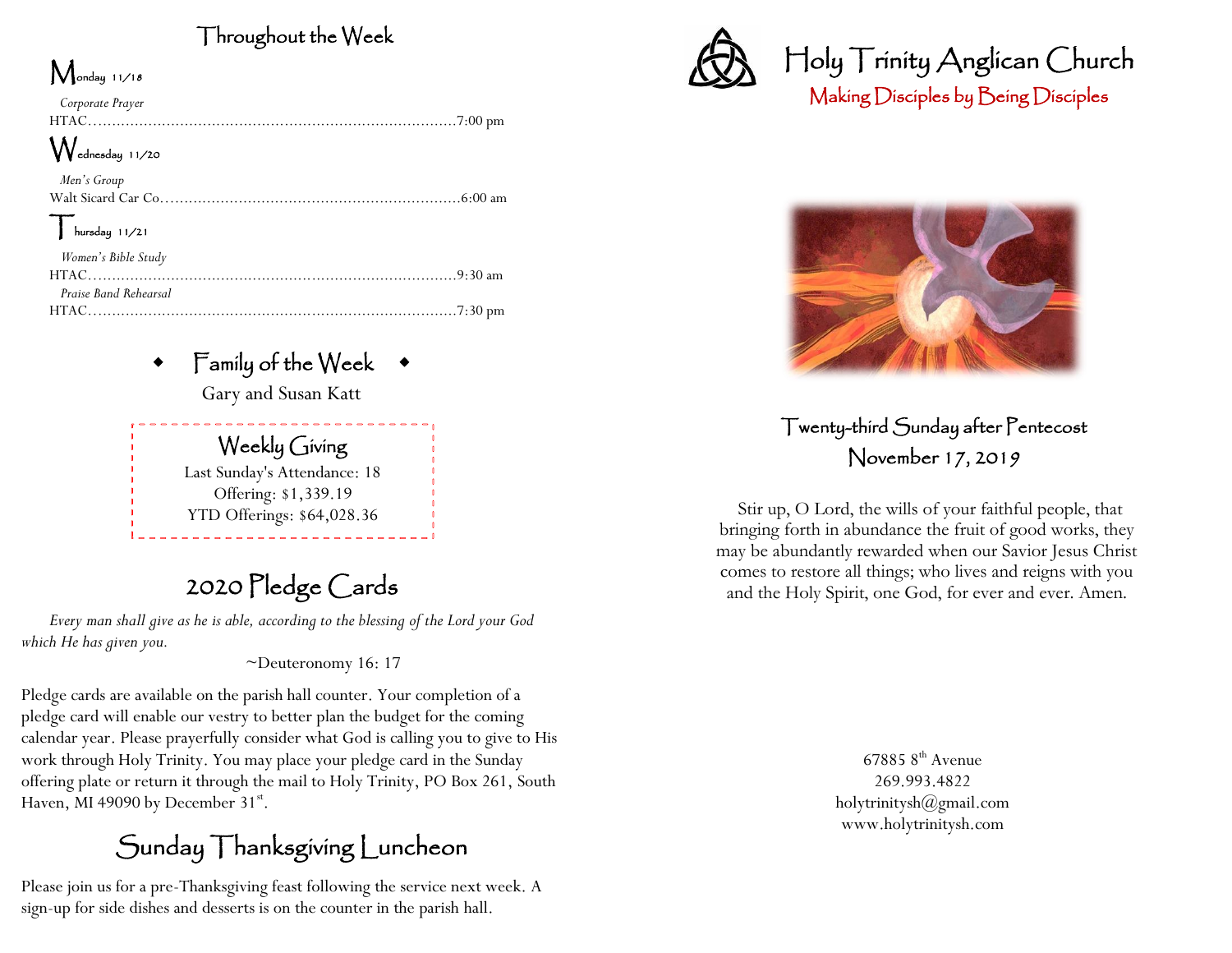## Throughout the Week

### Monday 11/18

*Corporate Prayer*
HTAC……7:00 pm

### Wednesday 11/20

*Men's Group*
Walt Sicard Car Co……6:00 am

### Thursday 11/21

*Women's Bible Study*
HTAC……9:30 am
*Praise Band Rehearsal*
HTAC……7:30 pm

## Family of the Week

Gary and Susan Katt

## Weekly Giving

Last Sunday's Attendance: 18
Offering: $1,339.19
YTD Offerings: $64,028.36

## 2020 Pledge Cards

*Every man shall give as he is able, according to the blessing of the Lord your God which He has given you.*

~Deuteronomy 16: 17

Pledge cards are available on the parish hall counter. Your completion of a pledge card will enable our vestry to better plan the budget for the coming calendar year. Please prayerfully consider what God is calling you to give to His work through Holy Trinity. You may place your pledge card in the Sunday offering plate or return it through the mail to Holy Trinity, PO Box 261, South Haven, MI 49090 by December 31st.

## Sunday Thanksgiving Luncheon

Please join us for a pre-Thanksgiving feast following the service next week. A sign-up for side dishes and desserts is on the counter in the parish hall.

# Holy Trinity Anglican Church

Making Disciples by Being Disciples

## Twenty-third Sunday after Pentecost
## November 17, 2019

Stir up, O Lord, the wills of your faithful people, that bringing forth in abundance the fruit of good works, they may be abundantly rewarded when our Savior Jesus Christ comes to restore all things; who lives and reigns with you and the Holy Spirit, one God, for ever and ever. Amen.

67885 8th Avenue
269.993.4822
holytrinitysh@gmail.com
www.holytrinitysh.com